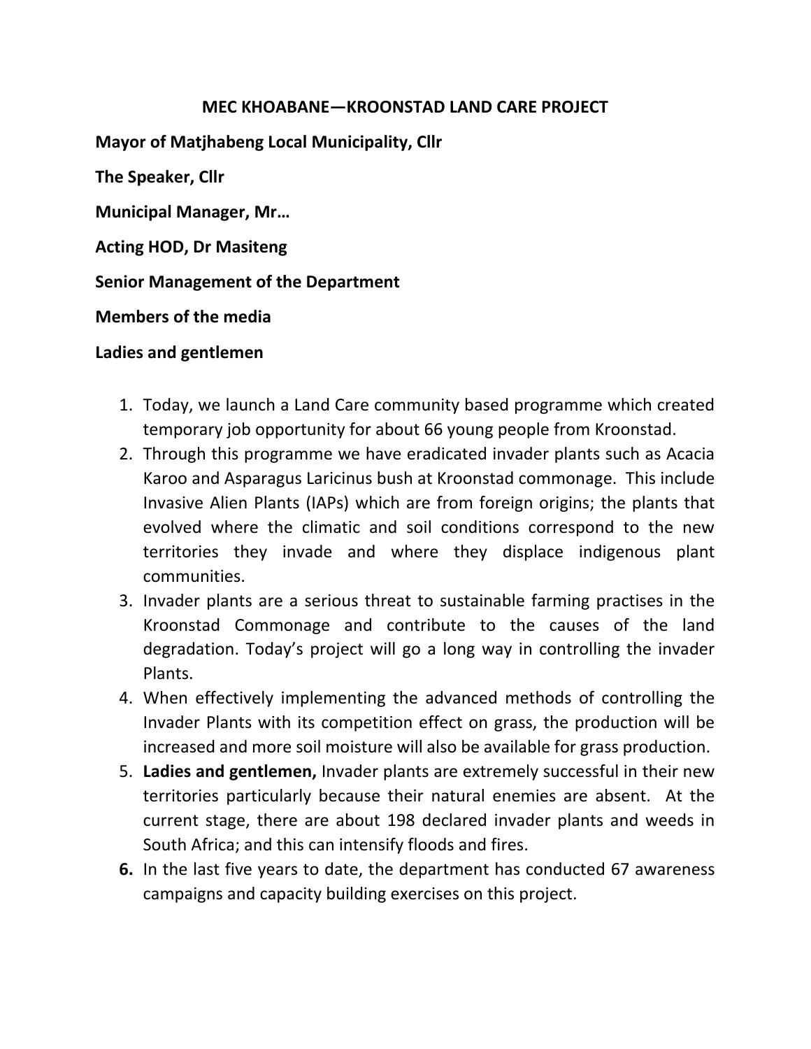# MEC KHOABANE—KROONSTAD LAND CARE PROJECT

**Mayor of Matjhabeng Local Municipality, Cllr**

**The Speaker, Cllr**

**Municipal Manager, Mr…**

**Acting HOD, Dr Masiteng**

**Senior Management of the Department**

**Members of the media**

**Ladies and gentlemen**

1. Today, we launch a Land Care community based programme which created temporary job opportunity for about 66 young people from Kroonstad.
2. Through this programme we have eradicated invader plants such as Acacia Karoo and Asparagus Laricinus bush at Kroonstad commonage. This include Invasive Alien Plants (IAPs) which are from foreign origins; the plants that evolved where the climatic and soil conditions correspond to the new territories they invade and where they displace indigenous plant communities.
3. Invader plants are a serious threat to sustainable farming practises in the Kroonstad Commonage and contribute to the causes of the land degradation. Today's project will go a long way in controlling the invader Plants.
4. When effectively implementing the advanced methods of controlling the Invader Plants with its competition effect on grass, the production will be increased and more soil moisture will also be available for grass production.
5. **Ladies and gentlemen,** Invader plants are extremely successful in their new territories particularly because their natural enemies are absent. At the current stage, there are about 198 declared invader plants and weeds in South Africa; and this can intensify floods and fires.
6. In the last five years to date, the department has conducted 67 awareness campaigns and capacity building exercises on this project.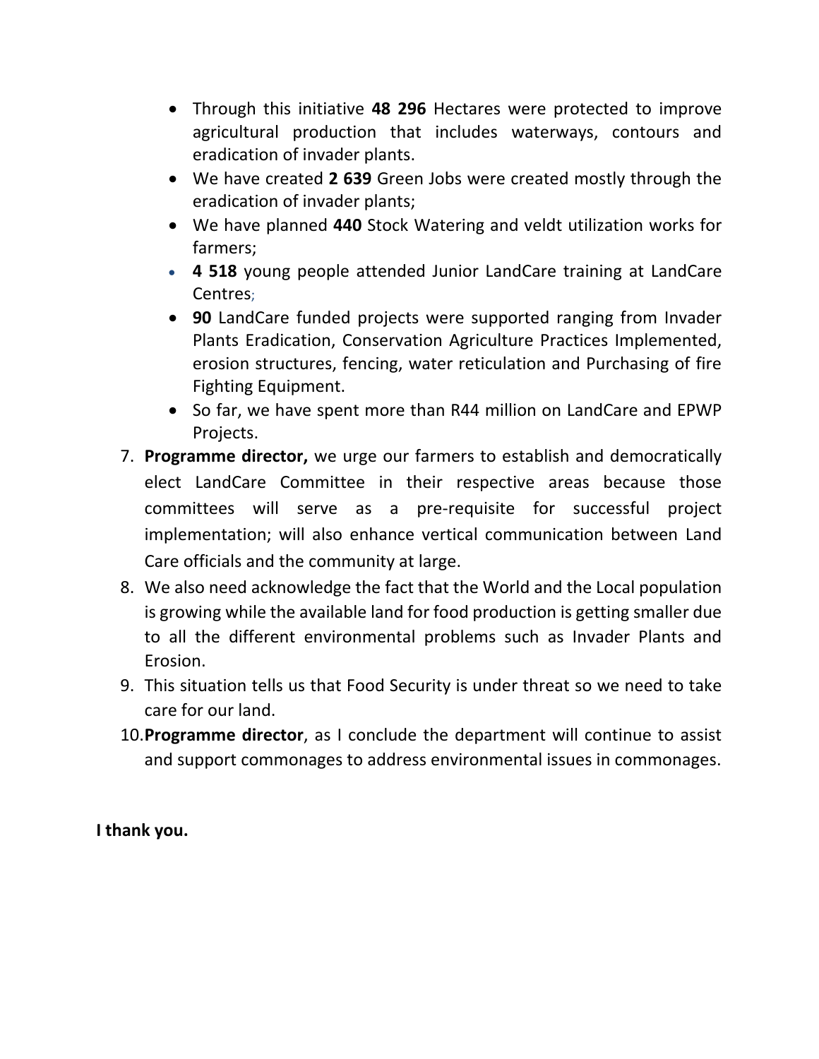- Through this initiative **48 296** Hectares were protected to improve agricultural production that includes waterways, contours and eradication of invader plants.
- We have created **2 639** Green Jobs were created mostly through the eradication of invader plants;
- We have planned **440** Stock Watering and veldt utilization works for farmers;
- **4 518** young people attended Junior LandCare training at LandCare Centres;
- **90** LandCare funded projects were supported ranging from Invader Plants Eradication, Conservation Agriculture Practices Implemented, erosion structures, fencing, water reticulation and Purchasing of fire Fighting Equipment.
- So far, we have spent more than R44 million on LandCare and EPWP Projects.

7. **Programme director,** we urge our farmers to establish and democratically elect LandCare Committee in their respective areas because those committees will serve as a pre-requisite for successful project implementation; will also enhance vertical communication between Land Care officials and the community at large.
8. We also need acknowledge the fact that the World and the Local population is growing while the available land for food production is getting smaller due to all the different environmental problems such as Invader Plants and Erosion.
9. This situation tells us that Food Security is under threat so we need to take care for our land.
10. **Programme director**, as I conclude the department will continue to assist and support commonages to address environmental issues in commonages.

**I thank you.**